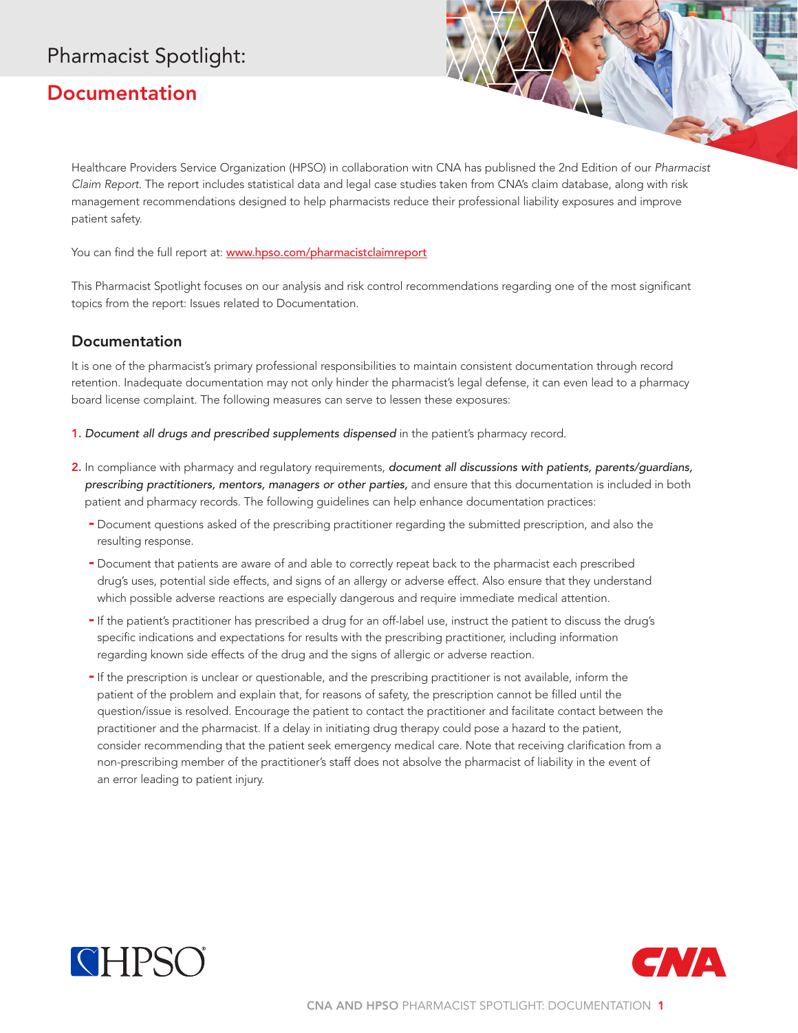# Pharmacist Spotlight:

## Documentation

Healthcare Providers Service Organization (HPSO) in collaboration witn CNA has publisned the 2nd Edition of our *Pharmacist Claim Report*. The report includes statistical data and legal case studies taken from CNA's claim database, along with risk management recommendations designed to help pharmacists reduce their professional liability exposures and improve patient safety.

You can find the full report at: [www.hpso.com/pharmacistclaimreport](www.hpso.com/pharmacistclaimreport)

This Pharmacist Spotlight focuses on our analysis and risk control recommendations regarding one of the most significant topics from the report: Issues related to Documentation.

### Documentation

It is one of the pharmacist's primary professional responsibilities to maintain consistent documentation through record retention. Inadequate documentation may not only hinder the pharmacist's legal defense, it can even lead to a pharmacy board license complaint. The following measures can serve to lessen these exposures:

1. *Document all drugs and prescribed supplements dispensed* in the patient's pharmacy record.

2. In compliance with pharmacy and regulatory requirements, *document all discussions with patients, parents/guardians, prescribing practitioners, mentors, managers or other parties,* and ensure that this documentation is included in both patient and pharmacy records. The following guidelines can help enhance documentation practices:
   - Document questions asked of the prescribing practitioner regarding the submitted prescription, and also the resulting response.
   - Document that patients are aware of and able to correctly repeat back to the pharmacist each prescribed drug's uses, potential side effects, and signs of an allergy or adverse effect. Also ensure that they understand which possible adverse reactions are especially dangerous and require immediate medical attention.
   - If the patient's practitioner has prescribed a drug for an off-label use, instruct the patient to discuss the drug's specific indications and expectations for results with the prescribing practitioner, including information regarding known side effects of the drug and the signs of allergic or adverse reaction.
   - If the prescription is unclear or questionable, and the prescribing practitioner is not available, inform the patient of the problem and explain that, for reasons of safety, the prescription cannot be filled until the question/issue is resolved. Encourage the patient to contact the practitioner and facilitate contact between the practitioner and the pharmacist. If a delay in initiating drug therapy could pose a hazard to the patient, consider recommending that the patient seek emergency medical care. Note that receiving clarification from a non-prescribing member of the practitioner's staff does not absolve the pharmacist of liability in the event of an error leading to patient injury.

HPSO

CNA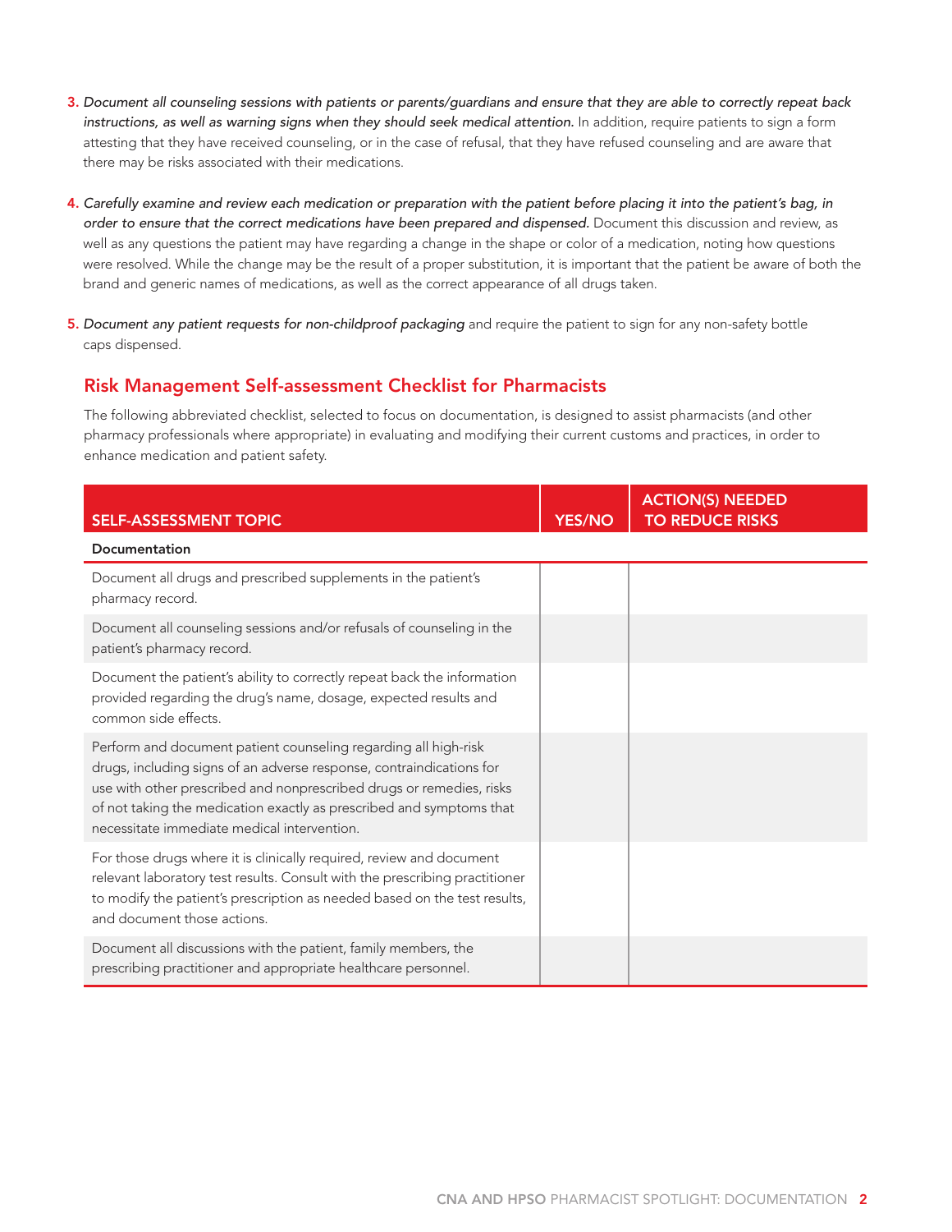3. *Document all counseling sessions with patients or parents/guardians and ensure that they are able to correctly repeat back instructions, as well as warning signs when they should seek medical attention.* In addition, require patients to sign a form attesting that they have received counseling, or in the case of refusal, that they have refused counseling and are aware that there may be risks associated with their medications.

4. *Carefully examine and review each medication or preparation with the patient before placing it into the patient's bag, in order to ensure that the correct medications have been prepared and dispensed.* Document this discussion and review, as well as any questions the patient may have regarding a change in the shape or color of a medication, noting how questions were resolved. While the change may be the result of a proper substitution, it is important that the patient be aware of both the brand and generic names of medications, as well as the correct appearance of all drugs taken.

5. *Document any patient requests for non-childproof packaging* and require the patient to sign for any non-safety bottle caps dispensed.

## Risk Management Self-assessment Checklist for Pharmacists

The following abbreviated checklist, selected to focus on documentation, is designed to assist pharmacists (and other pharmacy professionals where appropriate) in evaluating and modifying their current customs and practices, in order to enhance medication and patient safety.

| SELF-ASSESSMENT TOPIC | YES/NO | ACTION(S) NEEDED TO REDUCE RISKS |
|---|---|---|
| **Documentation** | | |
| Document all drugs and prescribed supplements in the patient's pharmacy record. | | |
| Document all counseling sessions and/or refusals of counseling in the patient's pharmacy record. | | |
| Document the patient's ability to correctly repeat back the information provided regarding the drug's name, dosage, expected results and common side effects. | | |
| Perform and document patient counseling regarding all high-risk drugs, including signs of an adverse response, contraindications for use with other prescribed and nonprescribed drugs or remedies, risks of not taking the medication exactly as prescribed and symptoms that necessitate immediate medical intervention. | | |
| For those drugs where it is clinically required, review and document relevant laboratory test results. Consult with the prescribing practitioner to modify the patient's prescription as needed based on the test results, and document those actions. | | |
| Document all discussions with the patient, family members, the prescribing practitioner and appropriate healthcare personnel. | | |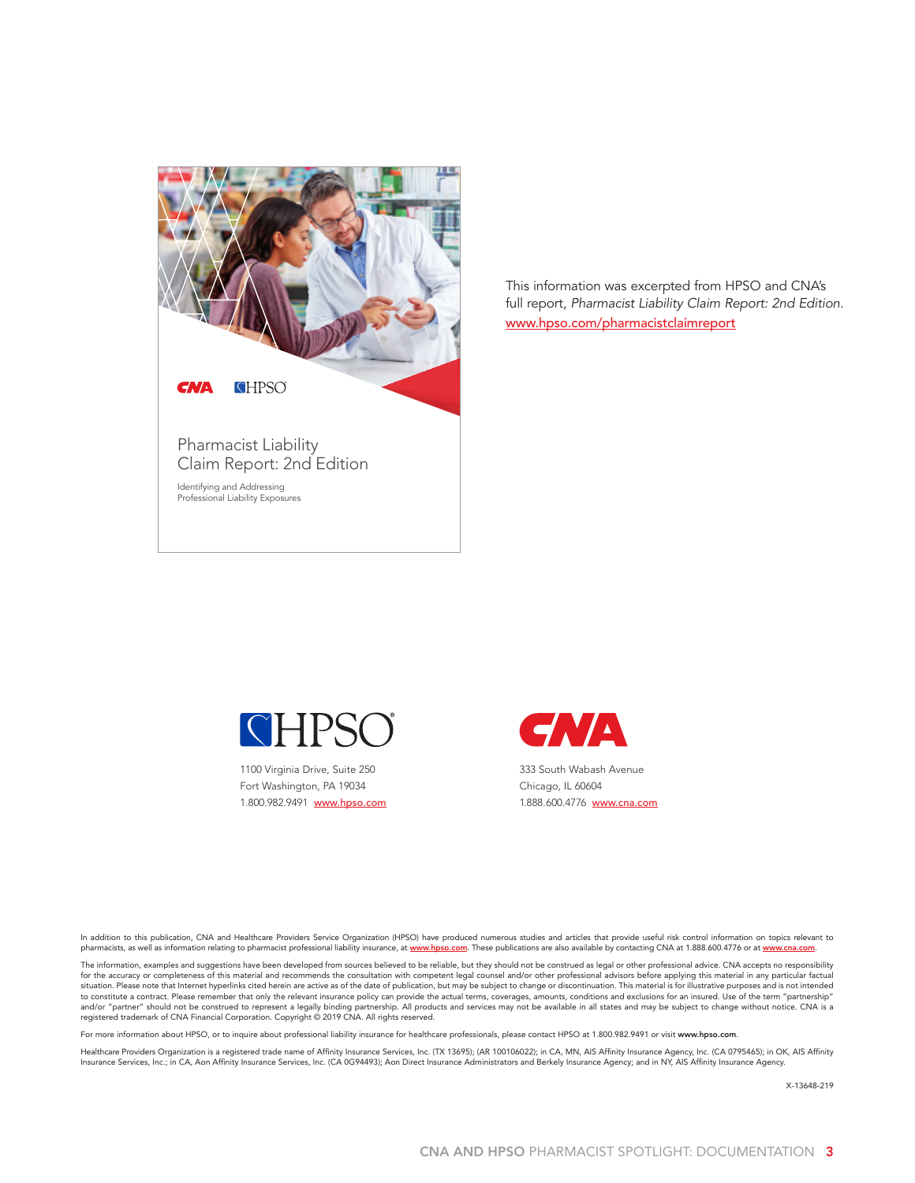CNA HPSO

Pharmacist Liability Claim Report: 2nd Edition

Identifying and Addressing Professional Liability Exposures

This information was excerpted from HPSO and CNA's full report, *Pharmacist Liability Claim Report: 2nd Edition*. www.hpso.com/pharmacistclaimreport

HPSO

1100 Virginia Drive, Suite 250
Fort Washington, PA 19034
1.800.982.9491 www.hpso.com

CNA

333 South Wabash Avenue
Chicago, IL 60604
1.888.600.4776 www.cna.com

In addition to this publication, CNA and Healthcare Providers Service Organization (HPSO) have produced numerous studies and articles that provide useful risk control information on topics relevant to pharmacists, as well as information relating to pharmacist professional liability insurance, at www.hpso.com. These publications are also available by contacting CNA at 1.888.600.4776 or at www.cna.com.

The information, examples and suggestions have been developed from sources believed to be reliable, but they should not be construed as legal or other professional advice. CNA accepts no responsibility for the accuracy or completeness of this material and recommends the consultation with competent legal counsel and/or other professional advisors before applying this material in any particular factual situation. Please note that Internet hyperlinks cited herein are active as of the date of publication, but may be subject to change or discontinuation. This material is for illustrative purposes and is not intended to constitute a contract. Please remember that only the relevant insurance policy can provide the actual terms, coverages, amounts, conditions and exclusions for an insured. Use of the term "partnership" and/or "partner" should not be construed to represent a legally binding partnership. All products and services may not be available in all states and may be subject to change without notice. CNA is a registered trademark of CNA Financial Corporation. Copyright © 2019 CNA. All rights reserved.

For more information about HPSO, or to inquire about professional liability insurance for healthcare professionals, please contact HPSO at 1.800.982.9491 or visit **www.hpso.com**.

Healthcare Providers Organization is a registered trade name of Affinity Insurance Services, Inc. (TX 13695); (AR 100106022); in CA, MN, AIS Affinity Insurance Agency, Inc. (CA 0795465); in OK, AIS Affinity Insurance Services, Inc.; in CA, Aon Affinity Insurance Services, Inc. (CA 0G94493); Aon Direct Insurance Administrators and Berkely Insurance Agency; and in NY, AIS Affinity Insurance Agency.

X-13648-219